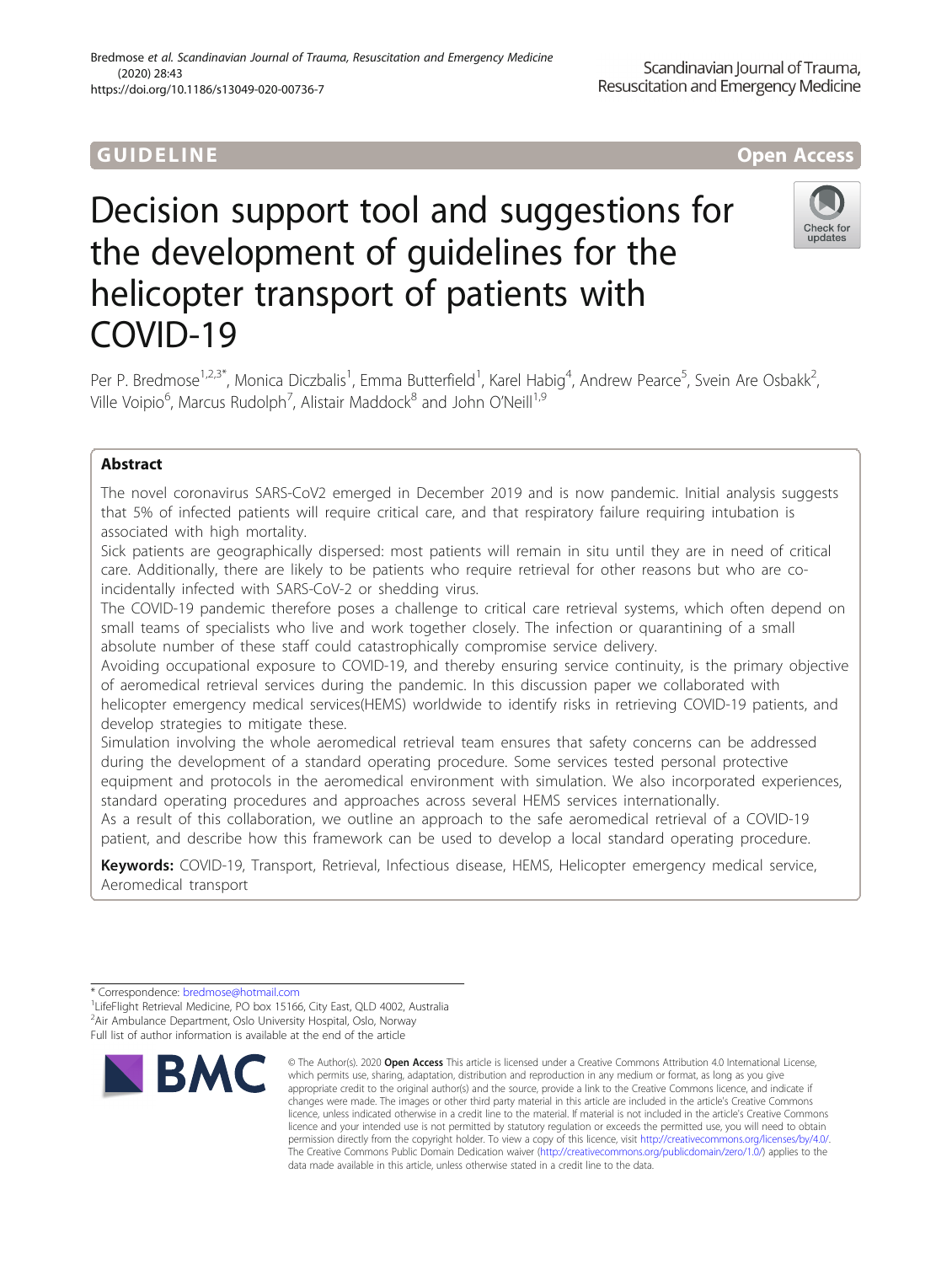GUIDELINE

Open Access

# Decision support tool and suggestions for the development of guidelines for the helicopter transport of patients with COVID-19

Per P. Bredmose[1,2,3*], Monica Diczbalis[1], Emma Butterfield[1], Karel Habig[4], Andrew Pearce[5], Svein Are Osbakk[2], Ville Voipio[6], Marcus Rudolph[7], Alistair Maddock[8] and John O'Neill[1,9]

## Abstract

The novel coronavirus SARS-CoV2 emerged in December 2019 and is now pandemic. Initial analysis suggests that 5% of infected patients will require critical care, and that respiratory failure requiring intubation is associated with high mortality.

Sick patients are geographically dispersed: most patients will remain in situ until they are in need of critical care. Additionally, there are likely to be patients who require retrieval for other reasons but who are co-incidentally infected with SARS-CoV-2 or shedding virus.

The COVID-19 pandemic therefore poses a challenge to critical care retrieval systems, which often depend on small teams of specialists who live and work together closely. The infection or quarantining of a small absolute number of these staff could catastrophically compromise service delivery.

Avoiding occupational exposure to COVID-19, and thereby ensuring service continuity, is the primary objective of aeromedical retrieval services during the pandemic. In this discussion paper we collaborated with helicopter emergency medical services(HEMS) worldwide to identify risks in retrieving COVID-19 patients, and develop strategies to mitigate these.

Simulation involving the whole aeromedical retrieval team ensures that safety concerns can be addressed during the development of a standard operating procedure. Some services tested personal protective equipment and protocols in the aeromedical environment with simulation. We also incorporated experiences, standard operating procedures and approaches across several HEMS services internationally.

As a result of this collaboration, we outline an approach to the safe aeromedical retrieval of a COVID-19 patient, and describe how this framework can be used to develop a local standard operating procedure.

**Keywords:** COVID-19, Transport, Retrieval, Infectious disease, HEMS, Helicopter emergency medical service, Aeromedical transport

---

\* Correspondence: bredmose@hotmail.com
[1]LifeFlight Retrieval Medicine, PO box 15166, City East, QLD 4002, Australia
[2]Air Ambulance Department, Oslo University Hospital, Oslo, Norway
Full list of author information is available at the end of the article

© The Author(s). 2020 **Open Access** This article is licensed under a Creative Commons Attribution 4.0 International License, which permits use, sharing, adaptation, distribution and reproduction in any medium or format, as long as you give appropriate credit to the original author(s) and the source, provide a link to the Creative Commons licence, and indicate if changes were made. The images or other third party material in this article are included in the article's Creative Commons licence, unless indicated otherwise in a credit line to the material. If material is not included in the article's Creative Commons licence and your intended use is not permitted by statutory regulation or exceeds the permitted use, you will need to obtain permission directly from the copyright holder. To view a copy of this licence, visit http://creativecommons.org/licenses/by/4.0/. The Creative Commons Public Domain Dedication waiver (http://creativecommons.org/publicdomain/zero/1.0/) applies to the data made available in this article, unless otherwise stated in a credit line to the data.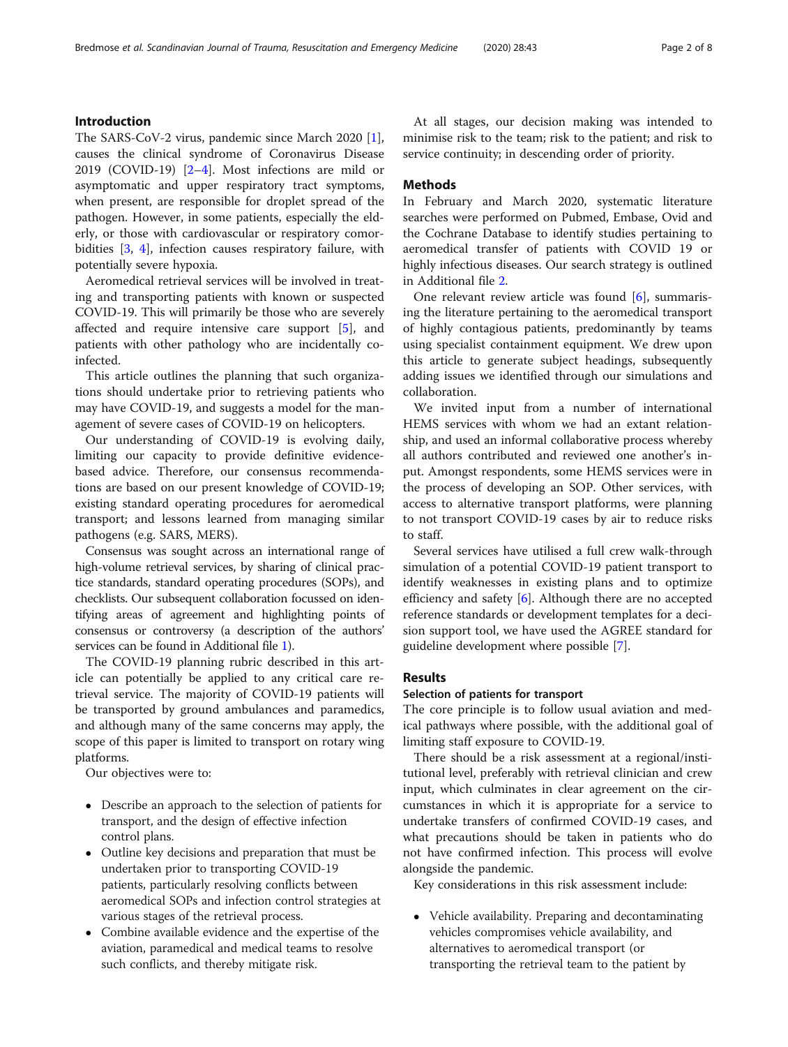## Introduction

The SARS-CoV-2 virus, pandemic since March 2020 [1], causes the clinical syndrome of Coronavirus Disease 2019 (COVID-19) [2–4]. Most infections are mild or asymptomatic and upper respiratory tract symptoms, when present, are responsible for droplet spread of the pathogen. However, in some patients, especially the elderly, or those with cardiovascular or respiratory comorbidities [3, 4], infection causes respiratory failure, with potentially severe hypoxia.

Aeromedical retrieval services will be involved in treating and transporting patients with known or suspected COVID-19. This will primarily be those who are severely affected and require intensive care support [5], and patients with other pathology who are incidentally co-infected.

This article outlines the planning that such organizations should undertake prior to retrieving patients who may have COVID-19, and suggests a model for the management of severe cases of COVID-19 on helicopters.

Our understanding of COVID-19 is evolving daily, limiting our capacity to provide definitive evidence-based advice. Therefore, our consensus recommendations are based on our present knowledge of COVID-19; existing standard operating procedures for aeromedical transport; and lessons learned from managing similar pathogens (e.g. SARS, MERS).

Consensus was sought across an international range of high-volume retrieval services, by sharing of clinical practice standards, standard operating procedures (SOPs), and checklists. Our subsequent collaboration focussed on identifying areas of agreement and highlighting points of consensus or controversy (a description of the authors' services can be found in Additional file 1).

The COVID-19 planning rubric described in this article can potentially be applied to any critical care retrieval service. The majority of COVID-19 patients will be transported by ground ambulances and paramedics, and although many of the same concerns may apply, the scope of this paper is limited to transport on rotary wing platforms.

Our objectives were to:

- Describe an approach to the selection of patients for transport, and the design of effective infection control plans.
- Outline key decisions and preparation that must be undertaken prior to transporting COVID-19 patients, particularly resolving conflicts between aeromedical SOPs and infection control strategies at various stages of the retrieval process.
- Combine available evidence and the expertise of the aviation, paramedical and medical teams to resolve such conflicts, and thereby mitigate risk.

At all stages, our decision making was intended to minimise risk to the team; risk to the patient; and risk to service continuity; in descending order of priority.

## Methods

In February and March 2020, systematic literature searches were performed on Pubmed, Embase, Ovid and the Cochrane Database to identify studies pertaining to aeromedical transfer of patients with COVID 19 or highly infectious diseases. Our search strategy is outlined in Additional file 2.

One relevant review article was found [6], summarising the literature pertaining to the aeromedical transport of highly contagious patients, predominantly by teams using specialist containment equipment. We drew upon this article to generate subject headings, subsequently adding issues we identified through our simulations and collaboration.

We invited input from a number of international HEMS services with whom we had an extant relationship, and used an informal collaborative process whereby all authors contributed and reviewed one another's input. Amongst respondents, some HEMS services were in the process of developing an SOP. Other services, with access to alternative transport platforms, were planning to not transport COVID-19 cases by air to reduce risks to staff.

Several services have utilised a full crew walk-through simulation of a potential COVID-19 patient transport to identify weaknesses in existing plans and to optimize efficiency and safety [6]. Although there are no accepted reference standards or development templates for a decision support tool, we have used the AGREE standard for guideline development where possible [7].

## Results

### Selection of patients for transport

The core principle is to follow usual aviation and medical pathways where possible, with the additional goal of limiting staff exposure to COVID-19.

There should be a risk assessment at a regional/institutional level, preferably with retrieval clinician and crew input, which culminates in clear agreement on the circumstances in which it is appropriate for a service to undertake transfers of confirmed COVID-19 cases, and what precautions should be taken in patients who do not have confirmed infection. This process will evolve alongside the pandemic.

Key considerations in this risk assessment include:

- Vehicle availability. Preparing and decontaminating vehicles compromises vehicle availability, and alternatives to aeromedical transport (or transporting the retrieval team to the patient by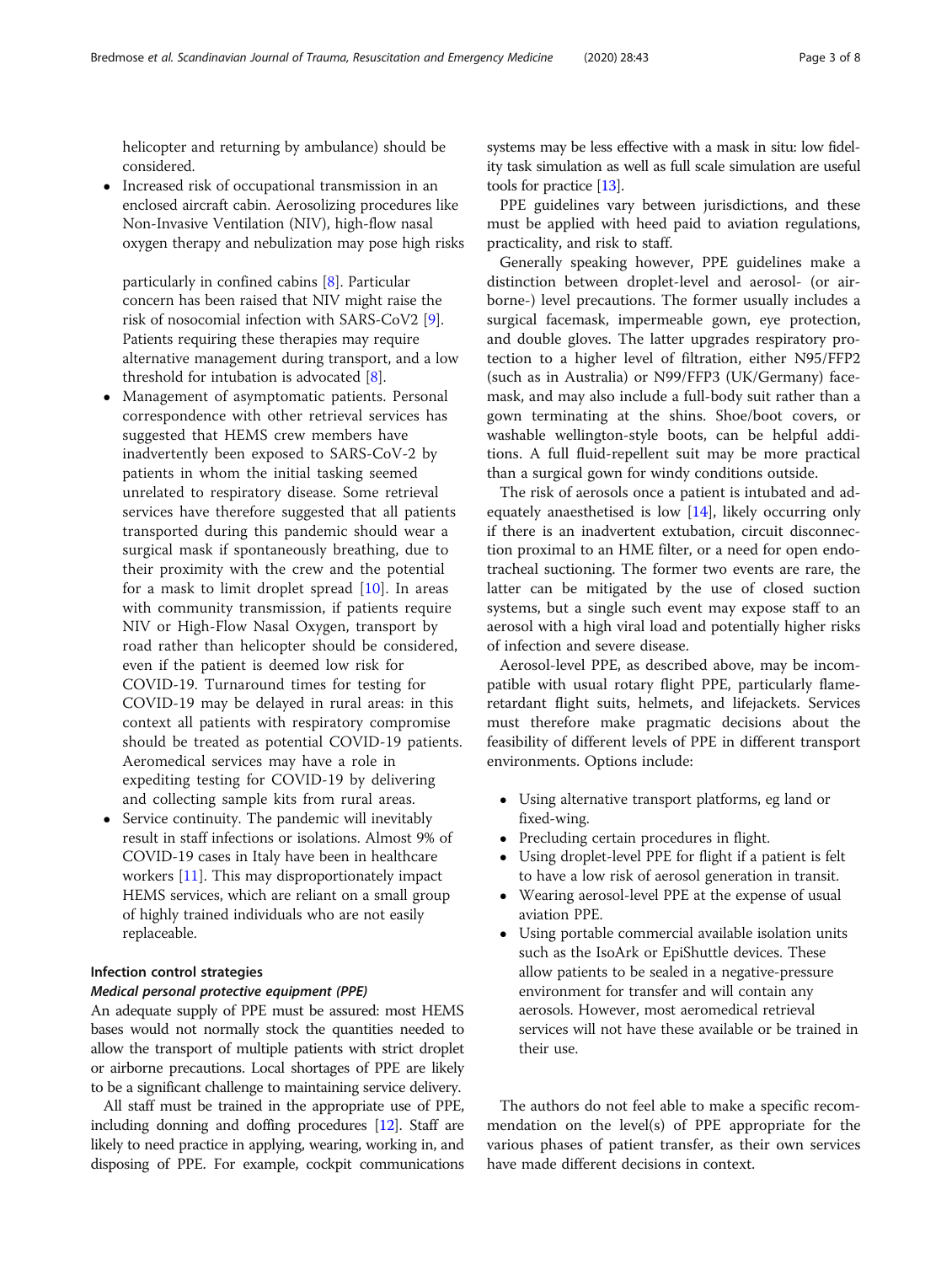helicopter and returning by ambulance) should be considered.

- Increased risk of occupational transmission in an enclosed aircraft cabin. Aerosolizing procedures like Non-Invasive Ventilation (NIV), high-flow nasal oxygen therapy and nebulization may pose high risks particularly in confined cabins [8]. Particular concern has been raised that NIV might raise the risk of nosocomial infection with SARS-CoV2 [9]. Patients requiring these therapies may require alternative management during transport, and a low threshold for intubation is advocated [8].
- Management of asymptomatic patients. Personal correspondence with other retrieval services has suggested that HEMS crew members have inadvertently been exposed to SARS-CoV-2 by patients in whom the initial tasking seemed unrelated to respiratory disease. Some retrieval services have therefore suggested that all patients transported during this pandemic should wear a surgical mask if spontaneously breathing, due to their proximity with the crew and the potential for a mask to limit droplet spread [10]. In areas with community transmission, if patients require NIV or High-Flow Nasal Oxygen, transport by road rather than helicopter should be considered, even if the patient is deemed low risk for COVID-19. Turnaround times for testing for COVID-19 may be delayed in rural areas: in this context all patients with respiratory compromise should be treated as potential COVID-19 patients. Aeromedical services may have a role in expediting testing for COVID-19 by delivering and collecting sample kits from rural areas.
- Service continuity. The pandemic will inevitably result in staff infections or isolations. Almost 9% of COVID-19 cases in Italy have been in healthcare workers [11]. This may disproportionately impact HEMS services, which are reliant on a small group of highly trained individuals who are not easily replaceable.

## Infection control strategies

### *Medical personal protective equipment (PPE)*

An adequate supply of PPE must be assured: most HEMS bases would not normally stock the quantities needed to allow the transport of multiple patients with strict droplet or airborne precautions. Local shortages of PPE are likely to be a significant challenge to maintaining service delivery.

All staff must be trained in the appropriate use of PPE, including donning and doffing procedures [12]. Staff are likely to need practice in applying, wearing, working in, and disposing of PPE. For example, cockpit communications systems may be less effective with a mask in situ: low fidelity task simulation as well as full scale simulation are useful tools for practice [13].

PPE guidelines vary between jurisdictions, and these must be applied with heed paid to aviation regulations, practicality, and risk to staff.

Generally speaking however, PPE guidelines make a distinction between droplet-level and aerosol- (or airborne-) level precautions. The former usually includes a surgical facemask, impermeable gown, eye protection, and double gloves. The latter upgrades respiratory protection to a higher level of filtration, either N95/FFP2 (such as in Australia) or N99/FFP3 (UK/Germany) facemask, and may also include a full-body suit rather than a gown terminating at the shins. Shoe/boot covers, or washable wellington-style boots, can be helpful additions. A full fluid-repellent suit may be more practical than a surgical gown for windy conditions outside.

The risk of aerosols once a patient is intubated and adequately anaesthetised is low [14], likely occurring only if there is an inadvertent extubation, circuit disconnection proximal to an HME filter, or a need for open endotracheal suctioning. The former two events are rare, the latter can be mitigated by the use of closed suction systems, but a single such event may expose staff to an aerosol with a high viral load and potentially higher risks of infection and severe disease.

Aerosol-level PPE, as described above, may be incompatible with usual rotary flight PPE, particularly flame-retardant flight suits, helmets, and lifejackets. Services must therefore make pragmatic decisions about the feasibility of different levels of PPE in different transport environments. Options include:

- Using alternative transport platforms, eg land or fixed-wing.
- Precluding certain procedures in flight.
- Using droplet-level PPE for flight if a patient is felt to have a low risk of aerosol generation in transit.
- Wearing aerosol-level PPE at the expense of usual aviation PPE.
- Using portable commercial available isolation units such as the IsoArk or EpiShuttle devices. These allow patients to be sealed in a negative-pressure environment for transfer and will contain any aerosols. However, most aeromedical retrieval services will not have these available or be trained in their use.

The authors do not feel able to make a specific recommendation on the level(s) of PPE appropriate for the various phases of patient transfer, as their own services have made different decisions in context.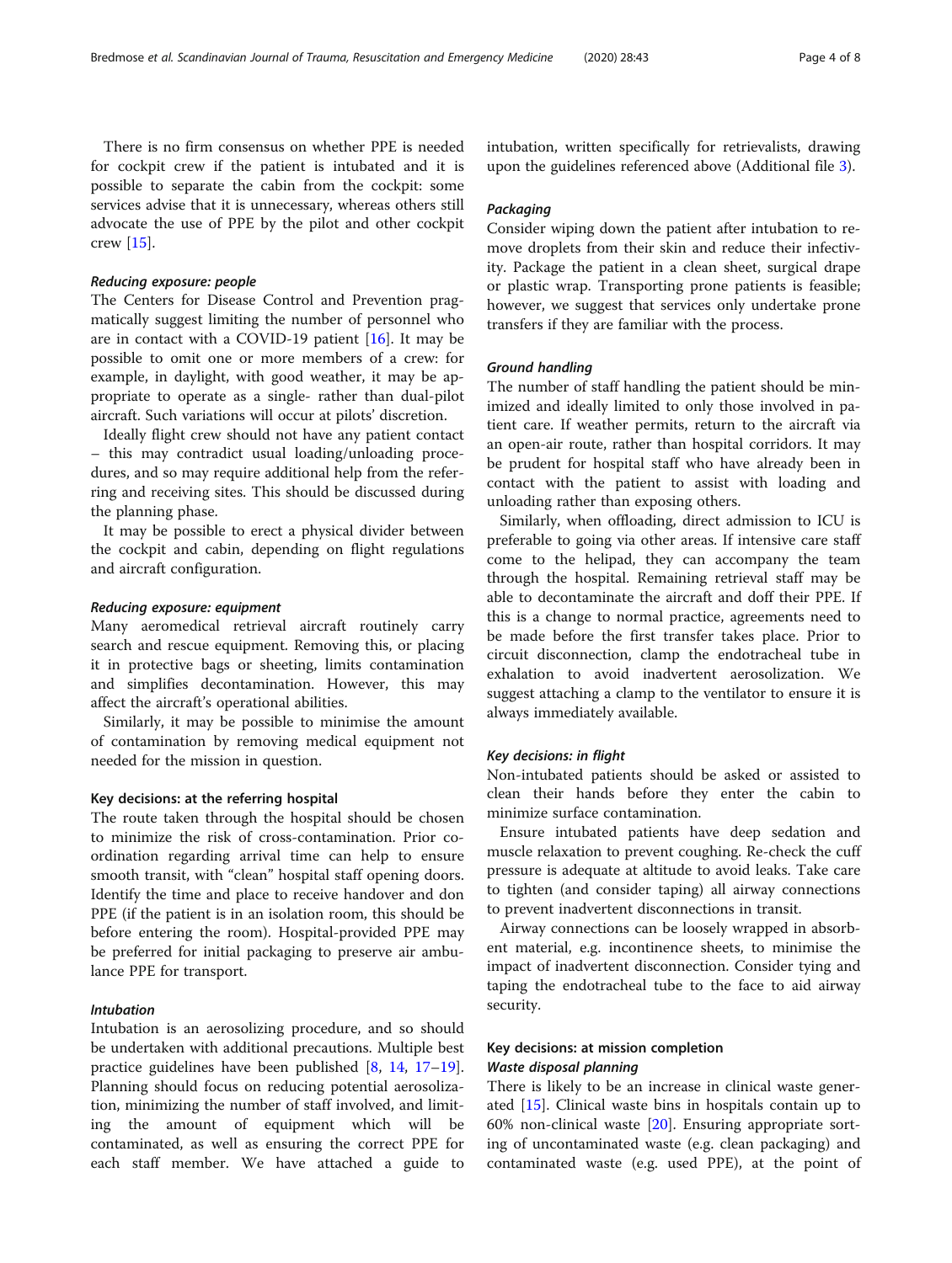There is no firm consensus on whether PPE is needed for cockpit crew if the patient is intubated and it is possible to separate the cabin from the cockpit: some services advise that it is unnecessary, whereas others still advocate the use of PPE by the pilot and other cockpit crew [15].

#### *Reducing exposure: people*

The Centers for Disease Control and Prevention pragmatically suggest limiting the number of personnel who are in contact with a COVID-19 patient [16]. It may be possible to omit one or more members of a crew: for example, in daylight, with good weather, it may be appropriate to operate as a single- rather than dual-pilot aircraft. Such variations will occur at pilots' discretion.

Ideally flight crew should not have any patient contact – this may contradict usual loading/unloading procedures, and so may require additional help from the referring and receiving sites. This should be discussed during the planning phase.

It may be possible to erect a physical divider between the cockpit and cabin, depending on flight regulations and aircraft configuration.

#### *Reducing exposure: equipment*

Many aeromedical retrieval aircraft routinely carry search and rescue equipment. Removing this, or placing it in protective bags or sheeting, limits contamination and simplifies decontamination. However, this may affect the aircraft's operational abilities.

Similarly, it may be possible to minimise the amount of contamination by removing medical equipment not needed for the mission in question.

### Key decisions: at the referring hospital

The route taken through the hospital should be chosen to minimize the risk of cross-contamination. Prior co-ordination regarding arrival time can help to ensure smooth transit, with "clean" hospital staff opening doors. Identify the time and place to receive handover and don PPE (if the patient is in an isolation room, this should be before entering the room). Hospital-provided PPE may be preferred for initial packaging to preserve air ambulance PPE for transport.

#### *Intubation*

Intubation is an aerosolizing procedure, and so should be undertaken with additional precautions. Multiple best practice guidelines have been published [8, 14, 17–19]. Planning should focus on reducing potential aerosolization, minimizing the number of staff involved, and limiting the amount of equipment which will be contaminated, as well as ensuring the correct PPE for each staff member. We have attached a guide to intubation, written specifically for retrievalists, drawing upon the guidelines referenced above (Additional file 3).

#### *Packaging*

Consider wiping down the patient after intubation to remove droplets from their skin and reduce their infectivity. Package the patient in a clean sheet, surgical drape or plastic wrap. Transporting prone patients is feasible; however, we suggest that services only undertake prone transfers if they are familiar with the process.

#### *Ground handling*

The number of staff handling the patient should be minimized and ideally limited to only those involved in patient care. If weather permits, return to the aircraft via an open-air route, rather than hospital corridors. It may be prudent for hospital staff who have already been in contact with the patient to assist with loading and unloading rather than exposing others.

Similarly, when offloading, direct admission to ICU is preferable to going via other areas. If intensive care staff come to the helipad, they can accompany the team through the hospital. Remaining retrieval staff may be able to decontaminate the aircraft and doff their PPE. If this is a change to normal practice, agreements need to be made before the first transfer takes place. Prior to circuit disconnection, clamp the endotracheal tube in exhalation to avoid inadvertent aerosolization. We suggest attaching a clamp to the ventilator to ensure it is always immediately available.

#### *Key decisions: in flight*

Non-intubated patients should be asked or assisted to clean their hands before they enter the cabin to minimize surface contamination.

Ensure intubated patients have deep sedation and muscle relaxation to prevent coughing. Re-check the cuff pressure is adequate at altitude to avoid leaks. Take care to tighten (and consider taping) all airway connections to prevent inadvertent disconnections in transit.

Airway connections can be loosely wrapped in absorbent material, e.g. incontinence sheets, to minimise the impact of inadvertent disconnection. Consider tying and taping the endotracheal tube to the face to aid airway security.

### Key decisions: at mission completion

#### *Waste disposal planning*

There is likely to be an increase in clinical waste generated [15]. Clinical waste bins in hospitals contain up to 60% non-clinical waste [20]. Ensuring appropriate sorting of uncontaminated waste (e.g. clean packaging) and contaminated waste (e.g. used PPE), at the point of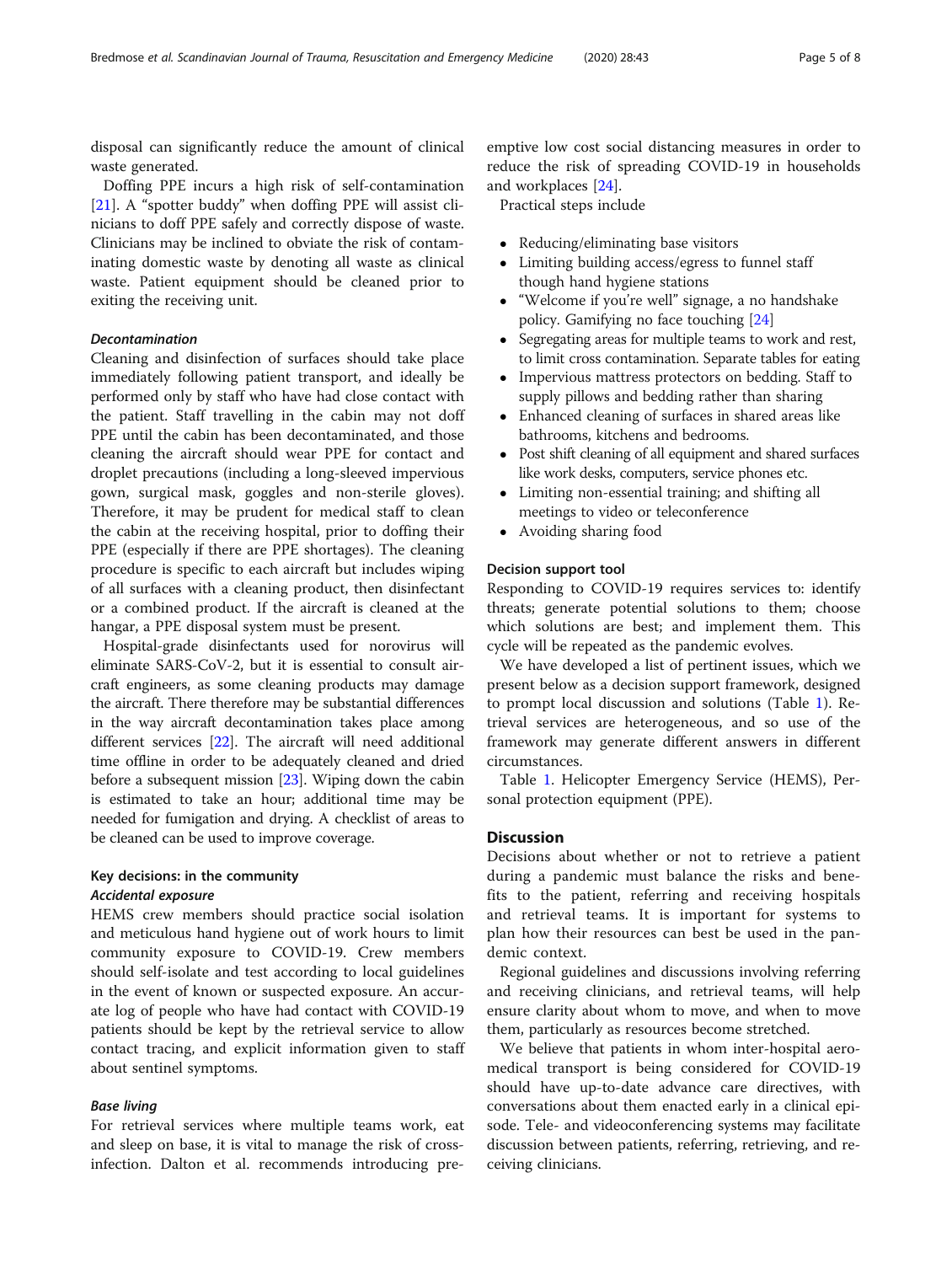disposal can significantly reduce the amount of clinical waste generated.

Doffing PPE incurs a high risk of self-contamination [21]. A "spotter buddy" when doffing PPE will assist clinicians to doff PPE safely and correctly dispose of waste. Clinicians may be inclined to obviate the risk of contaminating domestic waste by denoting all waste as clinical waste. Patient equipment should be cleaned prior to exiting the receiving unit.

#### *Decontamination*

Cleaning and disinfection of surfaces should take place immediately following patient transport, and ideally be performed only by staff who have had close contact with the patient. Staff travelling in the cabin may not doff PPE until the cabin has been decontaminated, and those cleaning the aircraft should wear PPE for contact and droplet precautions (including a long-sleeved impervious gown, surgical mask, goggles and non-sterile gloves). Therefore, it may be prudent for medical staff to clean the cabin at the receiving hospital, prior to doffing their PPE (especially if there are PPE shortages). The cleaning procedure is specific to each aircraft but includes wiping of all surfaces with a cleaning product, then disinfectant or a combined product. If the aircraft is cleaned at the hangar, a PPE disposal system must be present.

Hospital-grade disinfectants used for norovirus will eliminate SARS-CoV-2, but it is essential to consult aircraft engineers, as some cleaning products may damage the aircraft. There therefore may be substantial differences in the way aircraft decontamination takes place among different services [22]. The aircraft will need additional time offline in order to be adequately cleaned and dried before a subsequent mission [23]. Wiping down the cabin is estimated to take an hour; additional time may be needed for fumigation and drying. A checklist of areas to be cleaned can be used to improve coverage.

### Key decisions: in the community

#### *Accidental exposure*

HEMS crew members should practice social isolation and meticulous hand hygiene out of work hours to limit community exposure to COVID-19. Crew members should self-isolate and test according to local guidelines in the event of known or suspected exposure. An accurate log of people who have had contact with COVID-19 patients should be kept by the retrieval service to allow contact tracing, and explicit information given to staff about sentinel symptoms.

#### *Base living*

For retrieval services where multiple teams work, eat and sleep on base, it is vital to manage the risk of cross-infection. Dalton et al. recommends introducing pre-emptive low cost social distancing measures in order to reduce the risk of spreading COVID-19 in households and workplaces [24].

Practical steps include

- Reducing/eliminating base visitors
- Limiting building access/egress to funnel staff though hand hygiene stations
- "Welcome if you're well" signage, a no handshake policy. Gamifying no face touching [24]
- Segregating areas for multiple teams to work and rest, to limit cross contamination. Separate tables for eating
- Impervious mattress protectors on bedding. Staff to supply pillows and bedding rather than sharing
- Enhanced cleaning of surfaces in shared areas like bathrooms, kitchens and bedrooms.
- Post shift cleaning of all equipment and shared surfaces like work desks, computers, service phones etc.
- Limiting non-essential training; and shifting all meetings to video or teleconference
- Avoiding sharing food

### Decision support tool

Responding to COVID-19 requires services to: identify threats; generate potential solutions to them; choose which solutions are best; and implement them. This cycle will be repeated as the pandemic evolves.

We have developed a list of pertinent issues, which we present below as a decision support framework, designed to prompt local discussion and solutions (Table 1). Retrieval services are heterogeneous, and so use of the framework may generate different answers in different circumstances.

Table 1. Helicopter Emergency Service (HEMS), Personal protection equipment (PPE).

## Discussion

Decisions about whether or not to retrieve a patient during a pandemic must balance the risks and benefits to the patient, referring and receiving hospitals and retrieval teams. It is important for systems to plan how their resources can best be used in the pandemic context.

Regional guidelines and discussions involving referring and receiving clinicians, and retrieval teams, will help ensure clarity about whom to move, and when to move them, particularly as resources become stretched.

We believe that patients in whom inter-hospital aeromedical transport is being considered for COVID-19 should have up-to-date advance care directives, with conversations about them enacted early in a clinical episode. Tele- and videoconferencing systems may facilitate discussion between patients, referring, retrieving, and receiving clinicians.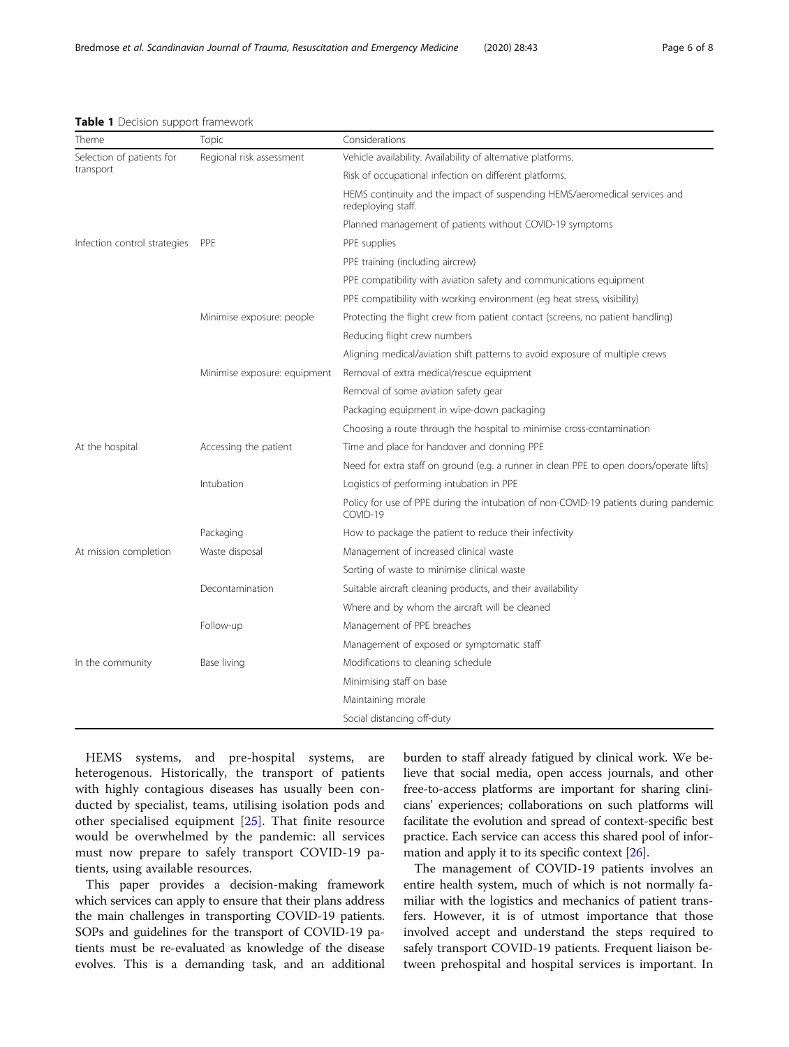**Table 1** Decision support framework

| Theme | Topic | Considerations |
|---|---|---|
| Selection of patients for transport | Regional risk assessment | Vehicle availability. Availability of alternative platforms. |
| | | Risk of occupational infection on different platforms. |
| | | HEMS continuity and the impact of suspending HEMS/aeromedical services and redeploying staff. |
| | | Planned management of patients without COVID-19 symptoms |
| Infection control strategies | PPE | PPE supplies |
| | | PPE training (including aircrew) |
| | | PPE compatibility with aviation safety and communications equipment |
| | | PPE compatibility with working environment (eg heat stress, visibility) |
| | Minimise exposure: people | Protecting the flight crew from patient contact (screens, no patient handling) |
| | | Reducing flight crew numbers |
| | | Aligning medical/aviation shift patterns to avoid exposure of multiple crews |
| | Minimise exposure: equipment | Removal of extra medical/rescue equipment |
| | | Removal of some aviation safety gear |
| | | Packaging equipment in wipe-down packaging |
| | | Choosing a route through the hospital to minimise cross-contamination |
| At the hospital | Accessing the patient | Time and place for handover and donning PPE |
| | | Need for extra staff on ground (e.g. a runner in clean PPE to open doors/operate lifts) |
| | Intubation | Logistics of performing intubation in PPE |
| | | Policy for use of PPE during the intubation of non-COVID-19 patients during pandemic COVID-19 |
| | Packaging | How to package the patient to reduce their infectivity |
| At mission completion | Waste disposal | Management of increased clinical waste |
| | | Sorting of waste to minimise clinical waste |
| | Decontamination | Suitable aircraft cleaning products, and their availability |
| | | Where and by whom the aircraft will be cleaned |
| | Follow-up | Management of PPE breaches |
| | | Management of exposed or symptomatic staff |
| In the community | Base living | Modifications to cleaning schedule |
| | | Minimising staff on base |
| | | Maintaining morale |
| | | Social distancing off-duty |

HEMS systems, and pre-hospital systems, are heterogenous. Historically, the transport of patients with highly contagious diseases has usually been conducted by specialist, teams, utilising isolation pods and other specialised equipment [25]. That finite resource would be overwhelmed by the pandemic: all services must now prepare to safely transport COVID-19 patients, using available resources.

This paper provides a decision-making framework which services can apply to ensure that their plans address the main challenges in transporting COVID-19 patients. SOPs and guidelines for the transport of COVID-19 patients must be re-evaluated as knowledge of the disease evolves. This is a demanding task, and an additional burden to staff already fatigued by clinical work. We believe that social media, open access journals, and other free-to-access platforms are important for sharing clinicians' experiences; collaborations on such platforms will facilitate the evolution and spread of context-specific best practice. Each service can access this shared pool of information and apply it to its specific context [26].

The management of COVID-19 patients involves an entire health system, much of which is not normally familiar with the logistics and mechanics of patient transfers. However, it is of utmost importance that those involved accept and understand the steps required to safely transport COVID-19 patients. Frequent liaison between prehospital and hospital services is important. In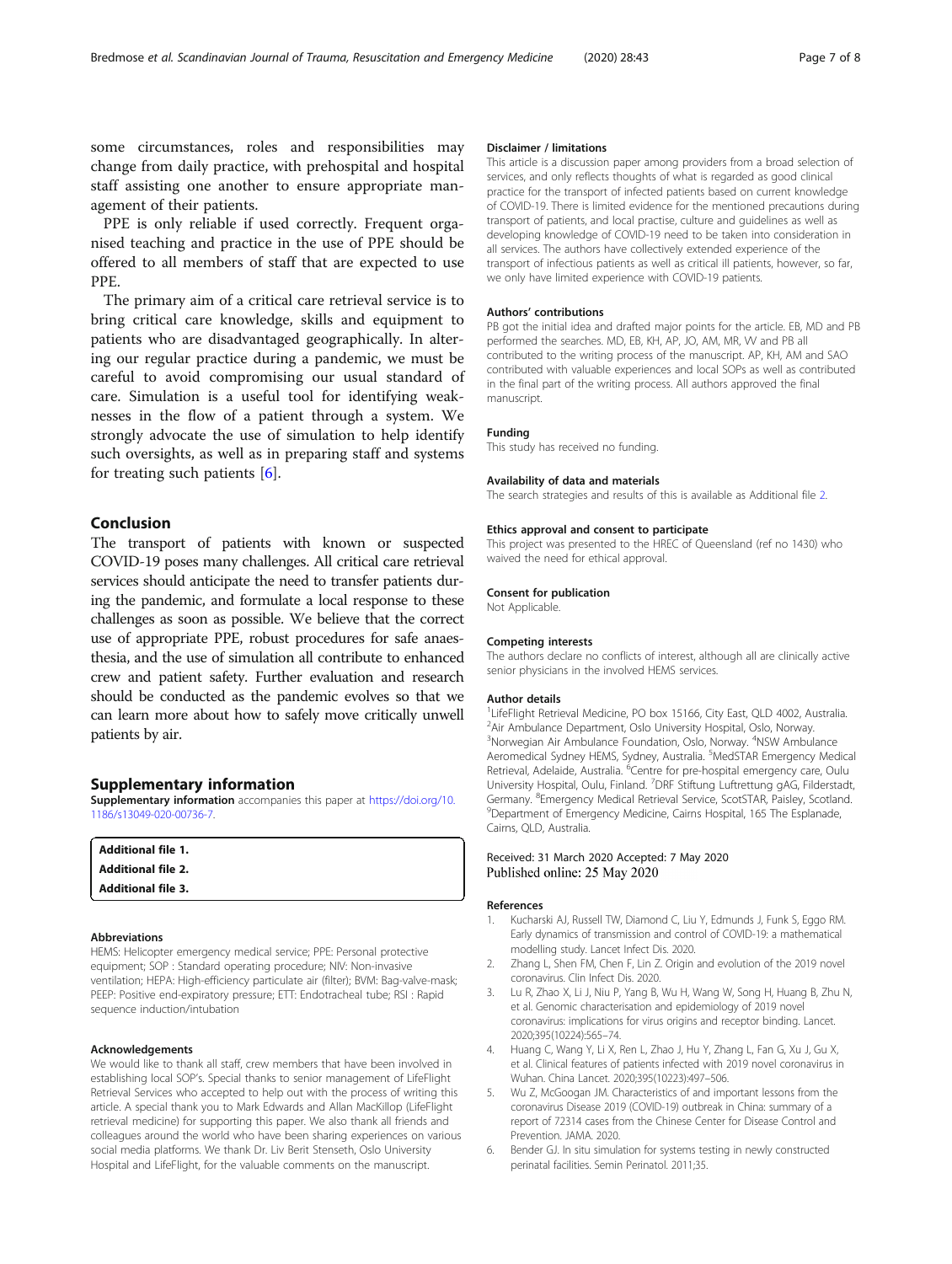some circumstances, roles and responsibilities may change from daily practice, with prehospital and hospital staff assisting one another to ensure appropriate management of their patients.

PPE is only reliable if used correctly. Frequent organised teaching and practice in the use of PPE should be offered to all members of staff that are expected to use PPE.

The primary aim of a critical care retrieval service is to bring critical care knowledge, skills and equipment to patients who are disadvantaged geographically. In altering our regular practice during a pandemic, we must be careful to avoid compromising our usual standard of care. Simulation is a useful tool for identifying weaknesses in the flow of a patient through a system. We strongly advocate the use of simulation to help identify such oversights, as well as in preparing staff and systems for treating such patients [6].

## Conclusion

The transport of patients with known or suspected COVID-19 poses many challenges. All critical care retrieval services should anticipate the need to transfer patients during the pandemic, and formulate a local response to these challenges as soon as possible. We believe that the correct use of appropriate PPE, robust procedures for safe anaesthesia, and the use of simulation all contribute to enhanced crew and patient safety. Further evaluation and research should be conducted as the pandemic evolves so that we can learn more about how to safely move critically unwell patients by air.

## Supplementary information

**Supplementary information** accompanies this paper at https://doi.org/10.1186/s13049-020-00736-7.

**Additional file 1.**
**Additional file 2.**
**Additional file 3.**

#### Abbreviations

HEMS: Helicopter emergency medical service; PPE: Personal protective equipment; SOP : Standard operating procedure; NIV: Non-invasive ventilation; HEPA: High-efficiency particulate air (filter); BVM: Bag-valve-mask; PEEP: Positive end-expiratory pressure; ETT: Endotracheal tube; RSI : Rapid sequence induction/intubation

#### Acknowledgements

We would like to thank all staff, crew members that have been involved in establishing local SOP's. Special thanks to senior management of LifeFlight Retrieval Services who accepted to help out with the process of writing this article. A special thank you to Mark Edwards and Allan MacKillop (LifeFlight retrieval medicine) for supporting this paper. We also thank all friends and colleagues around the world who have been sharing experiences on various social media platforms. We thank Dr. Liv Berit Stenseth, Oslo University Hospital and LifeFlight, for the valuable comments on the manuscript.

#### Disclaimer / limitations

This article is a discussion paper among providers from a broad selection of services, and only reflects thoughts of what is regarded as good clinical practice for the transport of infected patients based on current knowledge of COVID-19. There is limited evidence for the mentioned precautions during transport of patients, and local practise, culture and guidelines as well as developing knowledge of COVID-19 need to be taken into consideration in all services. The authors have collectively extended experience of the transport of infectious patients as well as critical ill patients, however, so far, we only have limited experience with COVID-19 patients.

#### Authors' contributions

PB got the initial idea and drafted major points for the article. EB, MD and PB performed the searches. MD, EB, KH, AP, JO, AM, MR, VV and PB all contributed to the writing process of the manuscript. AP, KH, AM and SAO contributed with valuable experiences and local SOPs as well as contributed in the final part of the writing process. All authors approved the final manuscript.

#### Funding

This study has received no funding.

#### Availability of data and materials

The search strategies and results of this is available as Additional file 2.

#### Ethics approval and consent to participate

This project was presented to the HREC of Queensland (ref no 1430) who waived the need for ethical approval.

#### Consent for publication

Not Applicable.

#### Competing interests

The authors declare no conflicts of interest, although all are clinically active senior physicians in the involved HEMS services.

#### Author details

[1]LifeFlight Retrieval Medicine, PO box 15166, City East, QLD 4002, Australia. [2]Air Ambulance Department, Oslo University Hospital, Oslo, Norway. [3]Norwegian Air Ambulance Foundation, Oslo, Norway. [4]NSW Ambulance Aeromedical Sydney HEMS, Sydney, Australia. [5]MedSTAR Emergency Medical Retrieval, Adelaide, Australia. [6]Centre for pre-hospital emergency care, Oulu University Hospital, Oulu, Finland. [7]DRF Stiftung Luftrettung gAG, Filderstadt, Germany. [8]Emergency Medical Retrieval Service, ScotSTAR, Paisley, Scotland. [9]Department of Emergency Medicine, Cairns Hospital, 165 The Esplanade, Cairns, QLD, Australia.

Received: 31 March 2020 Accepted: 7 May 2020
Published online: 25 May 2020

#### References

1. Kucharski AJ, Russell TW, Diamond C, Liu Y, Edmunds J, Funk S, Eggo RM. Early dynamics of transmission and control of COVID-19: a mathematical modelling study. Lancet Infect Dis. 2020.
2. Zhang L, Shen FM, Chen F, Lin Z. Origin and evolution of the 2019 novel coronavirus. Clin Infect Dis. 2020.
3. Lu R, Zhao X, Li J, Niu P, Yang B, Wu H, Wang W, Song H, Huang B, Zhu N, et al. Genomic characterisation and epidemiology of 2019 novel coronavirus: implications for virus origins and receptor binding. Lancet. 2020;395(10224):565–74.
4. Huang C, Wang Y, Li X, Ren L, Zhao J, Hu Y, Zhang L, Fan G, Xu J, Gu X, et al. Clinical features of patients infected with 2019 novel coronavirus in Wuhan. China Lancet. 2020;395(10223):497–506.
5. Wu Z, McGoogan JM. Characteristics of and important lessons from the coronavirus Disease 2019 (COVID-19) outbreak in China: summary of a report of 72314 cases from the Chinese Center for Disease Control and Prevention. JAMA. 2020.
6. Bender GJ. In situ simulation for systems testing in newly constructed perinatal facilities. Semin Perinatol. 2011;35.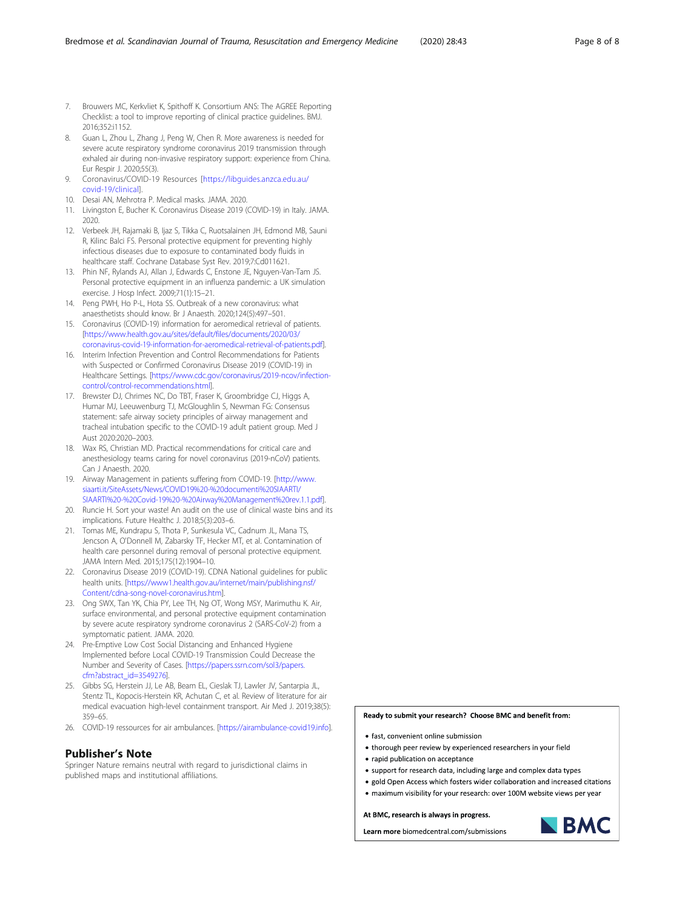7. Brouwers MC, Kerkvliet K, Spithoff K. Consortium ANS: The AGREE Reporting Checklist: a tool to improve reporting of clinical practice guidelines. BMJ. 2016;352:i1152.
8. Guan L, Zhou L, Zhang J, Peng W, Chen R. More awareness is needed for severe acute respiratory syndrome coronavirus 2019 transmission through exhaled air during non-invasive respiratory support: experience from China. Eur Respir J. 2020;55(3).
9. Coronavirus/COVID-19 Resources [https://libguides.anzca.edu.au/covid-19/clinical].
10. Desai AN, Mehrotra P. Medical masks. JAMA. 2020.
11. Livingston E, Bucher K. Coronavirus Disease 2019 (COVID-19) in Italy. JAMA. 2020.
12. Verbeek JH, Rajamaki B, Ijaz S, Tikka C, Ruotsalainen JH, Edmond MB, Sauni R, Kilinc Balci FS. Personal protective equipment for preventing highly infectious diseases due to exposure to contaminated body fluids in healthcare staff. Cochrane Database Syst Rev. 2019;7:Cd011621.
13. Phin NF, Rylands AJ, Allan J, Edwards C, Enstone JE, Nguyen-Van-Tam JS. Personal protective equipment in an influenza pandemic: a UK simulation exercise. J Hosp Infect. 2009;71(1):15–21.
14. Peng PWH, Ho P-L, Hota SS. Outbreak of a new coronavirus: what anaesthetists should know. Br J Anaesth. 2020;124(5):497–501.
15. Coronavirus (COVID-19) information for aeromedical retrieval of patients. [https://www.health.gov.au/sites/default/files/documents/2020/03/coronavirus-covid-19-information-for-aeromedical-retrieval-of-patients.pdf].
16. Interim Infection Prevention and Control Recommendations for Patients with Suspected or Confirmed Coronavirus Disease 2019 (COVID-19) in Healthcare Settings. [https://www.cdc.gov/coronavirus/2019-ncov/infection-control/control-recommendations.html].
17. Brewster DJ, Chrimes NC, Do TBT, Fraser K, Groombridge CJ, Higgs A, Humar MJ, Leeuwenburg TJ, McGloughlin S, Newman FG: Consensus statement: safe airway society principles of airway management and tracheal intubation specific to the COVID-19 adult patient group. Med J Aust 2020:2020–2003.
18. Wax RS, Christian MD. Practical recommendations for critical care and anesthesiology teams caring for novel coronavirus (2019-nCoV) patients. Can J Anaesth. 2020.
19. Airway Management in patients suffering from COVID-19. [http://www.siaarti.it/SiteAssets/News/COVID19%20-%20documenti%20SIAARTI/SIAARTI%20-%20Covid-19%20-%20Airway%20Management%20rev.1.1.pdf].
20. Runcie H. Sort your waste! An audit on the use of clinical waste bins and its implications. Future Healthc J. 2018;5(3):203–6.
21. Tomas ME, Kundrapu S, Thota P, Sunkesula VC, Cadnum JL, Mana TS, Jencson A, O'Donnell M, Zabarsky TF, Hecker MT, et al. Contamination of health care personnel during removal of personal protective equipment. JAMA Intern Med. 2015;175(12):1904–10.
22. Coronavirus Disease 2019 (COVID-19). CDNA National guidelines for public health units. [https://www1.health.gov.au/internet/main/publishing.nsf/Content/cdna-song-novel-coronavirus.htm].
23. Ong SWX, Tan YK, Chia PY, Lee TH, Ng OT, Wong MSY, Marimuthu K. Air, surface environmental, and personal protective equipment contamination by severe acute respiratory syndrome coronavirus 2 (SARS-CoV-2) from a symptomatic patient. JAMA. 2020.
24. Pre-Emptive Low Cost Social Distancing and Enhanced Hygiene Implemented before Local COVID-19 Transmission Could Decrease the Number and Severity of Cases. [https://papers.ssrn.com/sol3/papers.cfm?abstract_id=3549276].
25. Gibbs SG, Herstein JJ, Le AB, Beam EL, Cieslak TJ, Lawler JV, Santarpia JL, Stentz TL, Kopocis-Herstein KR, Achutan C, et al. Review of literature for air medical evacuation high-level containment transport. Air Med J. 2019;38(5):359–65.
26. COVID-19 ressources for air ambulances. [https://airambulance-covid19.info].

## Publisher's Note

Springer Nature remains neutral with regard to jurisdictional claims in published maps and institutional affiliations.

**Ready to submit your research? Choose BMC and benefit from:**

- fast, convenient online submission
- thorough peer review by experienced researchers in your field
- rapid publication on acceptance
- support for research data, including large and complex data types
- gold Open Access which fosters wider collaboration and increased citations
- maximum visibility for your research: over 100M website views per year

**At BMC, research is always in progress.**

**Learn more** biomedcentral.com/submissions

BMC